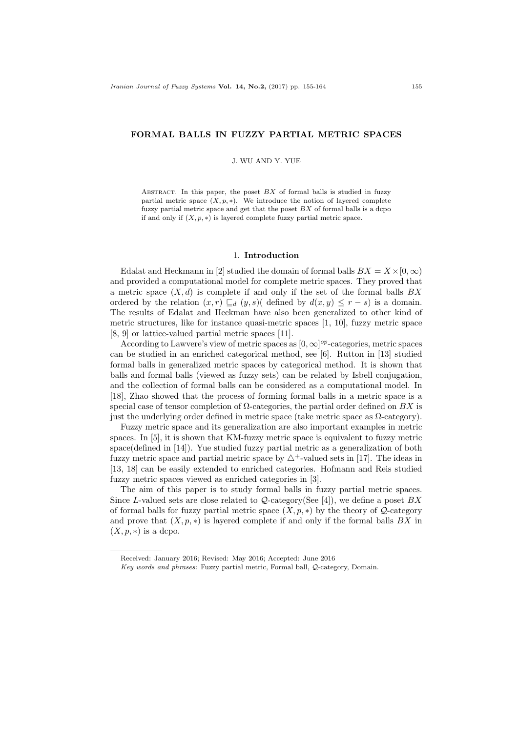# FORMAL BALLS IN FUZZY PARTIAL METRIC SPACES

J. WU AND Y. YUE

Abstract. In this paper, the poset $BX$ of formal balls is studied in fuzzy partial metric space $(X, p, *)$. We introduce the notion of layered complete fuzzy partial metric space and get that the poset $BX$ of formal balls is a dcpo if and only if $(X, p, *)$ is layered complete fuzzy partial metric space.

## 1. Introduction

Edalat and Heckmann in [2] studied the domain of formal balls $BX = X \times [0, \infty)$ and provided a computational model for complete metric spaces. They proved that a metric space $(X, d)$ is complete if and only if the set of the formal balls $BX$ ordered by the relation $(x, r) \sqsubseteq_d (y, s)$( defined by $d(x, y) \leq r - s$) is a domain. The results of Edalat and Heckman have also been generalized to other kind of metric structures, like for instance quasi-metric spaces [1, 10], fuzzy metric space [8, 9] or lattice-valued partial metric spaces [11].

According to Lawvere's view of metric spaces as $[0, \infty]^{op}$-categories, metric spaces can be studied in an enriched categorical method, see [6]. Rutton in [13] studied formal balls in generalized metric spaces by categorical method. It is shown that balls and formal balls (viewed as fuzzy sets) can be related by Isbell conjugation, and the collection of formal balls can be considered as a computational model. In [18], Zhao showed that the process of forming formal balls in a metric space is a special case of tensor completion of $\Omega$-categories, the partial order defined on $BX$ is just the underlying order defined in metric space (take metric space as $\Omega$-category).

Fuzzy metric space and its generalization are also important examples in metric spaces. In [5], it is shown that KM-fuzzy metric space is equivalent to fuzzy metric space(defined in [14]). Yue studied fuzzy partial metric as a generalization of both fuzzy metric space and partial metric space by $\triangle^+$-valued sets in [17]. The ideas in [13, 18] can be easily extended to enriched categories. Hofmann and Reis studied fuzzy metric spaces viewed as enriched categories in [3].

The aim of this paper is to study formal balls in fuzzy partial metric spaces. Since $L$-valued sets are close related to $\mathcal{Q}$-category(See [4]), we define a poset $BX$ of formal balls for fuzzy partial metric space $(X, p, *)$ by the theory of $\mathcal{Q}$-category and prove that $(X, p, *)$ is layered complete if and only if the formal balls $BX$ in $(X, p, *)$ is a dcpo.

---

Received: January 2016; Revised: May 2016; Accepted: June 2016

*Key words and phrases:* Fuzzy partial metric, Formal ball, $\mathcal{Q}$-category, Domain.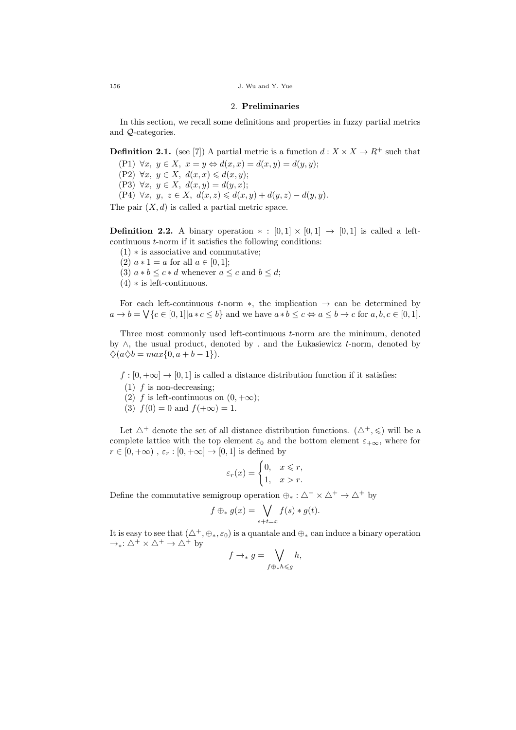## 2. Preliminaries

In this section, we recall some definitions and properties in fuzzy partial metrics and $\mathcal{Q}$-categories.

**Definition 2.1.** (see [7]) A partial metric is a function $d : X \times X \to R^+$ such that

(P1) $\forall x,\ y \in X,\ x = y \Leftrightarrow d(x,x) = d(x,y) = d(y,y)$;
(P2) $\forall x,\ y \in X,\ d(x,x) \leqslant d(x,y)$;
(P3) $\forall x,\ y \in X,\ d(x,y) = d(y,x)$;
(P4) $\forall x,\ y,\ z \in X,\ d(x,z) \leqslant d(x,y) + d(y,z) - d(y,y)$.

The pair $(X,d)$ is called a partial metric space.

**Definition 2.2.** A binary operation $* : [0,1] \times [0,1] \to [0,1]$ is called a left-continuous $t$-norm if it satisfies the following conditions:

(1) $*$ is associative and commutative;
(2) $a * 1 = a$ for all $a \in [0,1]$;
(3) $a * b \leq c * d$ whenever $a \leq c$ and $b \leq d$;
(4) $*$ is left-continuous.

For each left-continuous $t$-norm $*$, the implication $\to$ can be determined by $a \to b = \bigvee\{c \in [0,1] | a * c \leq b\}$ and we have $a * b \leq c \Leftrightarrow a \leq b \to c$ for $a, b, c \in [0,1]$.

Three most commonly used left-continuous $t$-norm are the minimum, denoted by $\wedge$, the usual product, denoted by . and the Łukasiewicz $t$-norm, denoted by $\diamondsuit (a \diamondsuit b = max\{0, a+b-1\})$.

$f : [0,+\infty] \to [0,1]$ is called a distance distribution function if it satisfies:

(1) $f$ is non-decreasing;
(2) $f$ is left-continuous on $(0,+\infty)$;
(3) $f(0) = 0$ and $f(+\infty) = 1$.

Let $\triangle^+$ denote the set of all distance distribution functions. $(\triangle^+, \leqslant)$ will be a complete lattice with the top element $\varepsilon_0$ and the bottom element $\varepsilon_{+\infty}$, where for $r \in [0,+\infty)$ , $\varepsilon_r : [0,+\infty] \to [0,1]$ is defined by

$$\varepsilon_r(x) = \begin{cases} 0, & x \leqslant r, \\ 1, & x > r. \end{cases}$$

Define the commutative semigroup operation $\oplus_* : \triangle^+ \times \triangle^+ \to \triangle^+$ by

$$f \oplus_* g(x) = \bigvee_{s+t=x} f(s) * g(t).$$

It is easy to see that $(\triangle^+, \oplus_*, \varepsilon_0)$ is a quantale and $\oplus_*$ can induce a binary operation $\to_* : \triangle^+ \times \triangle^+ \to \triangle^+$ by

$$f \to_* g = \bigvee_{f \oplus_* h \leqslant g} h,$$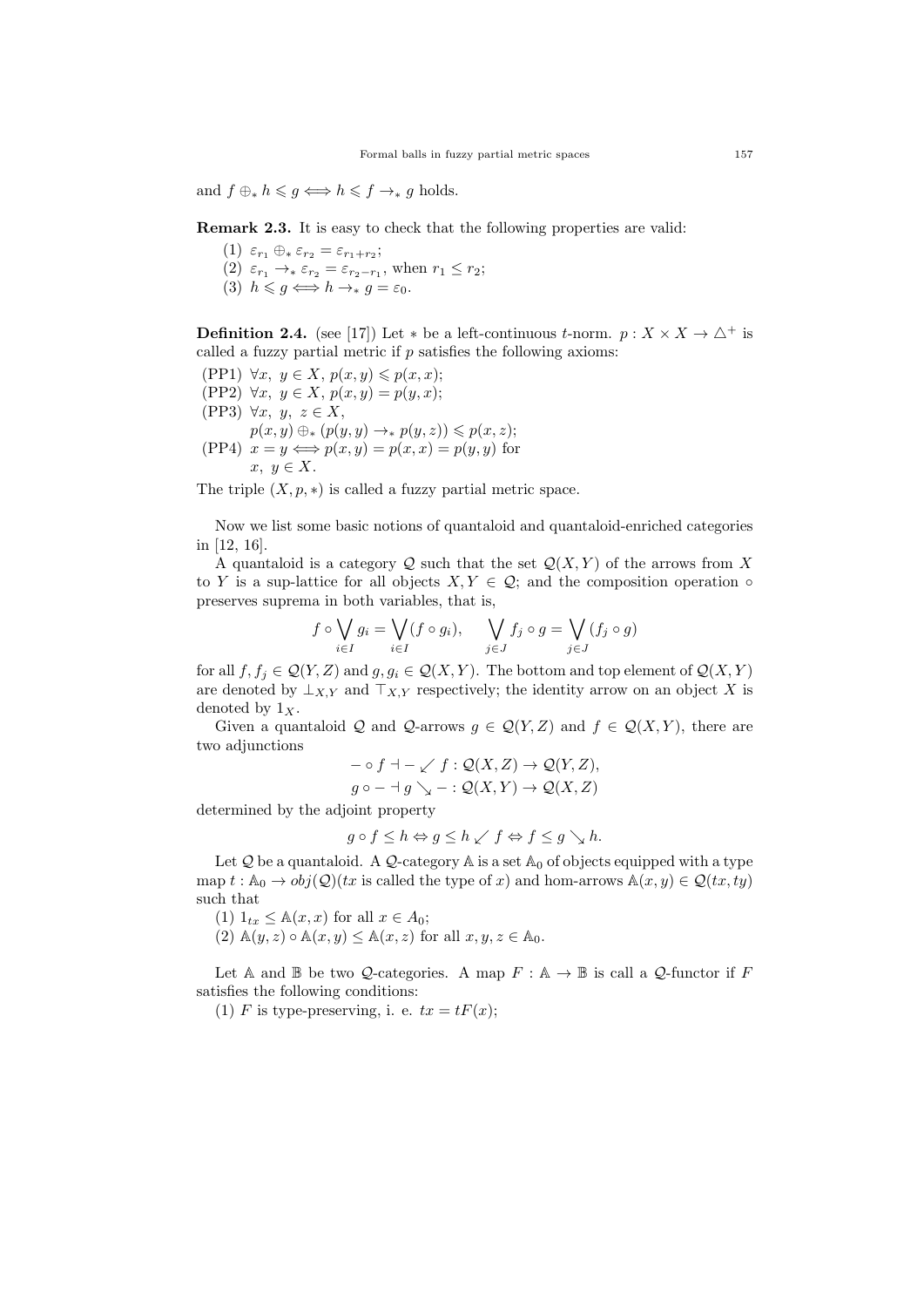and $f \oplus_* h \leqslant g \Longleftrightarrow h \leqslant f \rightarrow_* g$ holds.

**Remark 2.3.** It is easy to check that the following properties are valid:

(1) $\varepsilon_{r_1} \oplus_* \varepsilon_{r_2} = \varepsilon_{r_1+r_2}$;
(2) $\varepsilon_{r_1} \rightarrow_* \varepsilon_{r_2} = \varepsilon_{r_2-r_1}$, when $r_1 \leq r_2$;
(3) $h \leqslant g \Longleftrightarrow h \rightarrow_* g = \varepsilon_0$.

**Definition 2.4.** (see [17]) Let $*$ be a left-continuous $t$-norm. $p : X \times X \to \triangle^+$ is called a fuzzy partial metric if $p$ satisfies the following axioms:

(PP1) $\forall x,\ y \in X,\ p(x,y) \leqslant p(x,x)$;
(PP2) $\forall x,\ y \in X,\ p(x,y) = p(y,x)$;
(PP3) $\forall x,\ y,\ z \in X$,
$p(x,y) \oplus_* (p(y,y) \rightarrow_* p(y,z)) \leqslant p(x,z)$;
(PP4) $x = y \Longleftrightarrow p(x,y) = p(x,x) = p(y,y)$ for $x,\ y \in X$.

The triple $(X, p, *)$ is called a fuzzy partial metric space.

Now we list some basic notions of quantaloid and quantaloid-enriched categories in [12, 16].

A quantaloid is a category $\mathcal{Q}$ such that the set $\mathcal{Q}(X,Y)$ of the arrows from $X$ to $Y$ is a sup-lattice for all objects $X, Y \in \mathcal{Q}$; and the composition operation $\circ$ preserves suprema in both variables, that is,

$$f \circ \bigvee_{i \in I} g_i = \bigvee_{i \in I} (f \circ g_i), \qquad \bigvee_{j \in J} f_j \circ g = \bigvee_{j \in J} (f_j \circ g)$$

for all $f, f_j \in \mathcal{Q}(Y,Z)$ and $g, g_i \in \mathcal{Q}(X,Y)$. The bottom and top element of $\mathcal{Q}(X,Y)$ are denoted by $\perp_{X,Y}$ and $\top_{X,Y}$ respectively; the identity arrow on an object $X$ is denoted by $1_X$.

Given a quantaloid $\mathcal{Q}$ and $\mathcal{Q}$-arrows $g \in \mathcal{Q}(Y,Z)$ and $f \in \mathcal{Q}(X,Y)$, there are two adjunctions

$$- \circ f \dashv - \swarrow f : \mathcal{Q}(X,Z) \to \mathcal{Q}(Y,Z),$$
$$g \circ - \dashv g \searrow - : \mathcal{Q}(X,Y) \to \mathcal{Q}(X,Z)$$

determined by the adjoint property

$$g \circ f \leq h \Leftrightarrow g \leq h \swarrow f \Leftrightarrow f \leq g \searrow h.$$

Let $\mathcal{Q}$ be a quantaloid. A $\mathcal{Q}$-category $\mathbb{A}$ is a set $\mathbb{A}_0$ of objects equipped with a type map $t : \mathbb{A}_0 \to obj(\mathcal{Q})$($tx$ is called the type of $x$) and hom-arrows $\mathbb{A}(x,y) \in \mathcal{Q}(tx, ty)$ such that

(1) $1_{tx} \leq \mathbb{A}(x,x)$ for all $x \in A_0$;
(2) $\mathbb{A}(y,z) \circ \mathbb{A}(x,y) \leq \mathbb{A}(x,z)$ for all $x, y, z \in \mathbb{A}_0$.

Let $\mathbb{A}$ and $\mathbb{B}$ be two $\mathcal{Q}$-categories. A map $F : \mathbb{A} \to \mathbb{B}$ is call a $\mathcal{Q}$-functor if $F$ satisfies the following conditions:

(1) $F$ is type-preserving, i. e. $tx = tF(x)$;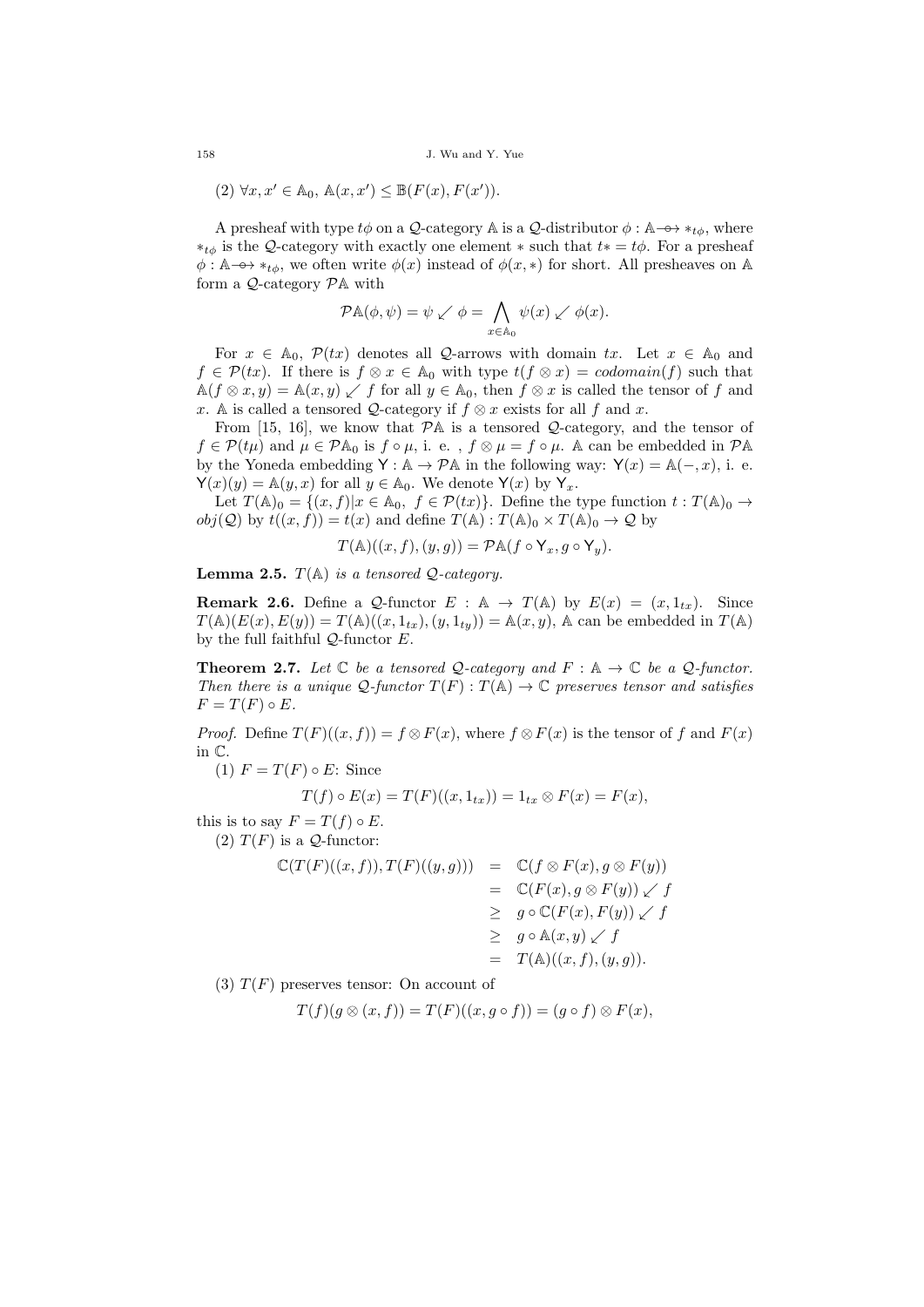(2) $\forall x, x' \in \mathbb{A}_0$, $\mathbb{A}(x,x') \leq \mathbb{B}(F(x), F(x'))$.

A presheaf with type $t\phi$ on a $\mathcal{Q}$-category $\mathbb{A}$ is a $\mathcal{Q}$-distributor $\phi : \mathbb{A} \looparrowright *_{t\phi}$, where $*_{t\phi}$ is the $\mathcal{Q}$-category with exactly one element $*$ such that $t* = t\phi$. For a presheaf $\phi : \mathbb{A} \looparrowright *_{t\phi}$, we often write $\phi(x)$ instead of $\phi(x, *)$ for short. All presheaves on $\mathbb{A}$ form a $\mathcal{Q}$-category $\mathcal{P}\mathbb{A}$ with

$$\mathcal{P}\mathbb{A}(\phi, \psi) = \psi \swarrow \phi = \bigwedge_{x \in \mathbb{A}_0} \psi(x) \swarrow \phi(x).$$

For $x \in \mathbb{A}_0$, $\mathcal{P}(tx)$ denotes all $\mathcal{Q}$-arrows with domain $tx$. Let $x \in \mathbb{A}_0$ and $f \in \mathcal{P}(tx)$. If there is $f \otimes x \in \mathbb{A}_0$ with type $t(f \otimes x) = codomain(f)$ such that $\mathbb{A}(f \otimes x, y) = \mathbb{A}(x,y) \swarrow f$ for all $y \in \mathbb{A}_0$, then $f \otimes x$ is called the tensor of $f$ and $x$. $\mathbb{A}$ is called a tensored $\mathcal{Q}$-category if $f \otimes x$ exists for all $f$ and $x$.

From [15, 16], we know that $\mathcal{P}\mathbb{A}$ is a tensored $\mathcal{Q}$-category, and the tensor of $f \in \mathcal{P}(t\mu)$ and $\mu \in \mathcal{P}\mathbb{A}_0$ is $f \circ \mu$, i. e. , $f \otimes \mu = f \circ \mu$. $\mathbb{A}$ can be embedded in $\mathcal{P}\mathbb{A}$ by the Yoneda embedding $\mathsf{Y} : \mathbb{A} \to \mathcal{P}\mathbb{A}$ in the following way: $\mathsf{Y}(x) = \mathbb{A}(-, x)$, i. e. $\mathsf{Y}(x)(y) = \mathbb{A}(y,x)$ for all $y \in \mathbb{A}_0$. We denote $\mathsf{Y}(x)$ by $\mathsf{Y}_x$.

Let $T(\mathbb{A})_0 = \{(x,f) | x \in \mathbb{A}_0,\ f \in \mathcal{P}(tx)\}$. Define the type function $t : T(\mathbb{A})_0 \to obj(\mathcal{Q})$ by $t((x,f)) = t(x)$ and define $T(\mathbb{A}) : T(\mathbb{A})_0 \times T(\mathbb{A})_0 \to \mathcal{Q}$ by

$$T(\mathbb{A})((x,f),(y,g)) = \mathcal{P}\mathbb{A}(f \circ \mathsf{Y}_x, g \circ \mathsf{Y}_y).$$

**Lemma 2.5.** *$T(\mathbb{A})$ is a tensored $\mathcal{Q}$-category.*

**Remark 2.6.** Define a $\mathcal{Q}$-functor $E : \mathbb{A} \to T(\mathbb{A})$ by $E(x) = (x, 1_{tx})$. Since $T(\mathbb{A})(E(x), E(y)) = T(\mathbb{A})((x, 1_{tx}), (y, 1_{ty})) = \mathbb{A}(x,y)$, $\mathbb{A}$ can be embedded in $T(\mathbb{A})$ by the full faithful $\mathcal{Q}$-functor $E$.

**Theorem 2.7.** *Let $\mathbb{C}$ be a tensored $\mathcal{Q}$-category and $F : \mathbb{A} \to \mathbb{C}$ be a $\mathcal{Q}$-functor. Then there is a unique $\mathcal{Q}$-functor $T(F) : T(\mathbb{A}) \to \mathbb{C}$ preserves tensor and satisfies $F = T(F) \circ E$.*

*Proof.* Define $T(F)((x,f)) = f \otimes F(x)$, where $f \otimes F(x)$ is the tensor of $f$ and $F(x)$ in $\mathbb{C}$.

(1) $F = T(F) \circ E$: Since

$$T(f) \circ E(x) = T(F)((x, 1_{tx})) = 1_{tx} \otimes F(x) = F(x),$$

this is to say $F = T(f) \circ E$.

(2) $T(F)$ is a $\mathcal{Q}$-functor:

$$\begin{aligned}
\mathbb{C}(T(F)((x,f)), T(F)((y,g))) &= \mathbb{C}(f \otimes F(x), g \otimes F(y)) \\
&= \mathbb{C}(F(x), g \otimes F(y)) \swarrow f \\
&\geq g \circ \mathbb{C}(F(x), F(y)) \swarrow f \\
&\geq g \circ \mathbb{A}(x,y) \swarrow f \\
&= T(\mathbb{A})((x,f),(y,g)).
\end{aligned}$$

(3) $T(F)$ preserves tensor: On account of

$$T(f)(g \otimes (x,f)) = T(F)((x, g \circ f)) = (g \circ f) \otimes F(x),$$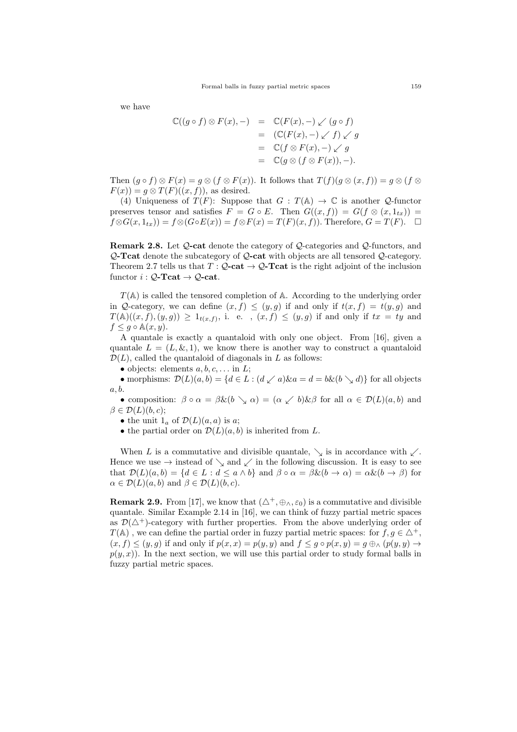we have

$$
\begin{aligned}
\mathbb{C}((g \circ f) \otimes F(x), -) &= \mathbb{C}(F(x), -) \swarrow (g \circ f) \\
&= (\mathbb{C}(F(x), -) \swarrow f) \swarrow g \\
&= \mathbb{C}(f \otimes F(x), -) \swarrow g \\
&= \mathbb{C}(g \otimes (f \otimes F(x)), -).
\end{aligned}
$$

Then $(g \circ f) \otimes F(x) = g \otimes (f \otimes F(x))$. It follows that $T(f)(g \otimes (x, f)) = g \otimes (f \otimes F(x)) = g \otimes T(F)((x, f))$, as desired.

(4) Uniqueness of $T(F)$: Suppose that $G : T(\mathbb{A}) \to \mathbb{C}$ is another $\mathcal{Q}$-functor preserves tensor and satisfies $F = G \circ E$. Then $G((x, f)) = G(f \otimes (x, 1_{tx})) = f \otimes G(x, 1_{tx})) = f \otimes (G \circ E(x)) = f \otimes F(x) = T(F)(x, f))$. Therefore, $G = T(F)$. $\square$

**Remark 2.8.** Let $\mathcal{Q}$**-cat** denote the category of $\mathcal{Q}$-categories and $\mathcal{Q}$-functors, and $\mathcal{Q}$**-Tcat** denote the subcategory of $\mathcal{Q}$**-cat** with objects are all tensored $\mathcal{Q}$-category. Theorem 2.7 tells us that $T : \mathcal{Q}\text{-}\mathbf{cat} \to \mathcal{Q}\text{-}\mathbf{Tcat}$ is the right adjoint of the inclusion functor $i : \mathcal{Q}\text{-}\mathbf{Tcat} \to \mathcal{Q}\text{-}\mathbf{cat}$.

$T(\mathbb{A})$ is called the tensored completion of $\mathbb{A}$. According to the underlying order in $\mathcal{Q}$-category, we can define $(x, f) \leq (y, g)$ if and only if $t(x, f) = t(y, g)$ and $T(\mathbb{A})((x, f), (y, g)) \geq 1_{t(x,f)}$, i. e. , $(x, f) \leq (y, g)$ if and only if $tx = ty$ and $f \leq g \circ \mathbb{A}(x, y)$.

A quantale is exactly a quantaloid with only one object. From [16], given a quantale $L = (L, \&, 1)$, we know there is another way to construct a quantaloid $\mathcal{D}(L)$, called the quantaloid of diagonals in $L$ as follows:

- objects: elements $a, b, c, \ldots$ in $L$;
- morphisms: $\mathcal{D}(L)(a, b) = \{d \in L : (d \swarrow a) \& a = d = b \& (b \searrow d)\}$ for all objects $a, b$.
- composition: $\beta \circ \alpha = \beta \& (b \searrow \alpha) = (\alpha \swarrow b) \& \beta$ for all $\alpha \in \mathcal{D}(L)(a, b)$ and $\beta \in \mathcal{D}(L)(b, c)$;
- the unit $1_a$ of $\mathcal{D}(L)(a, a)$ is $a$;
- the partial order on $\mathcal{D}(L)(a, b)$ is inherited from $L$.

When $L$ is a commutative and divisible quantale, $\searrow$ is in accordance with $\swarrow$. Hence we use $\to$ instead of $\searrow$ and $\swarrow$ in the following discussion. It is easy to see that $\mathcal{D}(L)(a, b) = \{d \in L : d \leq a \wedge b\}$ and $\beta \circ \alpha = \beta \& (b \to \alpha) = \alpha \& (b \to \beta)$ for $\alpha \in \mathcal{D}(L)(a, b)$ and $\beta \in \mathcal{D}(L)(b, c)$.

**Remark 2.9.** From [17], we know that $(\triangle^+, \oplus_\wedge, \varepsilon_0)$ is a commutative and divisible quantale. Similar Example 2.14 in [16], we can think of fuzzy partial metric spaces as $\mathcal{D}(\triangle^+)$-category with further properties. From the above underlying order of $T(\mathbb{A})$ , we can define the partial order in fuzzy partial metric spaces: for $f, g \in \triangle^+$, $(x, f) \leq (y, g)$ if and only if $p(x, x) = p(y, y)$ and $f \leq g \circ p(x, y) = g \oplus_\wedge (p(y, y) \to p(y, x))$. In the next section, we will use this partial order to study formal balls in fuzzy partial metric spaces.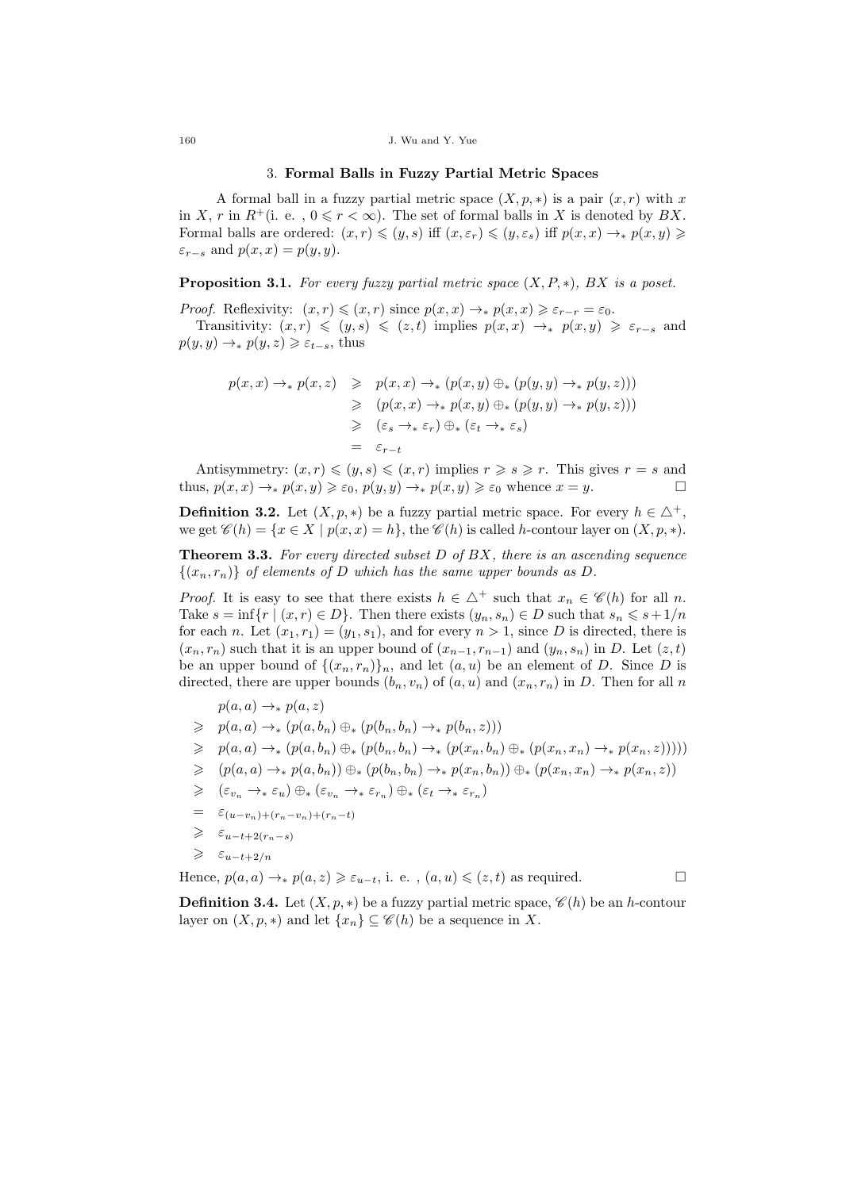## 3. Formal Balls in Fuzzy Partial Metric Spaces

A formal ball in a fuzzy partial metric space $(X, p, *)$ is a pair $(x, r)$ with $x$ in $X$, $r$ in $R^+$(i. e. , $0 \leqslant r < \infty$). The set of formal balls in $X$ is denoted by $BX$. Formal balls are ordered: $(x, r) \leqslant (y, s)$ iff $(x, \varepsilon_r) \leqslant (y, \varepsilon_s)$ iff $p(x, x) \to_* p(x, y) \geqslant \varepsilon_{r-s}$ and $p(x, x) = p(y, y)$.

**Proposition 3.1.** *For every fuzzy partial metric space $(X, P, *)$, $BX$ is a poset.*

*Proof.* Reflexivity: $(x, r) \leqslant (x, r)$ since $p(x, x) \to_* p(x, x) \geqslant \varepsilon_{r-r} = \varepsilon_0$.

Transitivity: $(x, r) \leqslant (y, s) \leqslant (z, t)$ implies $p(x, x) \to_* p(x, y) \geqslant \varepsilon_{r-s}$ and $p(y, y) \to_* p(y, z) \geqslant \varepsilon_{t-s}$, thus

$$
\begin{aligned}
p(x, x) \to_* p(x, z) &\geqslant p(x, x) \to_* (p(x, y) \oplus_* (p(y, y) \to_* p(y, z))) \\
&\geqslant (p(x, x) \to_* p(x, y) \oplus_* (p(y, y) \to_* p(y, z))) \\
&\geqslant (\varepsilon_s \to_* \varepsilon_r) \oplus_* (\varepsilon_t \to_* \varepsilon_s) \\
&= \varepsilon_{r-t}
\end{aligned}
$$

Antisymmetry: $(x, r) \leqslant (y, s) \leqslant (x, r)$ implies $r \geqslant s \geqslant r$. This gives $r = s$ and thus, $p(x, x) \to_* p(x, y) \geqslant \varepsilon_0$, $p(y, y) \to_* p(x, y) \geqslant \varepsilon_0$ whence $x = y$. $\square$

**Definition 3.2.** Let $(X, p, *)$ be a fuzzy partial metric space. For every $h \in \triangle^+$, we get $\mathscr{C}(h) = \{x \in X \mid p(x, x) = h\}$, the $\mathscr{C}(h)$ is called $h$-contour layer on $(X, p, *)$.

**Theorem 3.3.** *For every directed subset $D$ of $BX$, there is an ascending sequence $\{(x_n, r_n)\}$ of elements of $D$ which has the same upper bounds as $D$.*

*Proof.* It is easy to see that there exists $h \in \triangle^+$ such that $x_n \in \mathscr{C}(h)$ for all $n$. Take $s = \inf\{r \mid (x, r) \in D\}$. Then there exists $(y_n, s_n) \in D$ such that $s_n \leqslant s + 1/n$ for each $n$. Let $(x_1, r_1) = (y_1, s_1)$, and for every $n > 1$, since $D$ is directed, there is $(x_n, r_n)$ such that it is an upper bound of $(x_{n-1}, r_{n-1})$ and $(y_n, s_n)$ in $D$. Let $(z, t)$ be an upper bound of $\{(x_n, r_n)\}_n$, and let $(a, u)$ be an element of $D$. Since $D$ is directed, there are upper bounds $(b_n, v_n)$ of $(a, u)$ and $(x_n, r_n)$ in $D$. Then for all $n$

$$
\begin{aligned}
& p(a, a) \to_* p(a, z) \\
\geqslant\ & p(a, a) \to_* (p(a, b_n) \oplus_* (p(b_n, b_n) \to_* p(b_n, z))) \\
\geqslant\ & p(a, a) \to_* (p(a, b_n) \oplus_* (p(b_n, b_n) \to_* (p(x_n, b_n) \oplus_* (p(x_n, x_n) \to_* p(x_n, z))))) \\
\geqslant\ & (p(a, a) \to_* p(a, b_n)) \oplus_* (p(b_n, b_n) \to_* p(x_n, b_n)) \oplus_* (p(x_n, x_n) \to_* p(x_n, z)) \\
\geqslant\ & (\varepsilon_{v_n} \to_* \varepsilon_u) \oplus_* (\varepsilon_{v_n} \to_* \varepsilon_{r_n}) \oplus_* (\varepsilon_t \to_* \varepsilon_{r_n}) \\
=\ & \varepsilon_{(u-v_n)+(r_n-v_n)+(r_n-t)} \\
\geqslant\ & \varepsilon_{u-t+2(r_n-s)} \\
\geqslant\ & \varepsilon_{u-t+2/n}
\end{aligned}
$$

Hence, $p(a, a) \to_* p(a, z) \geqslant \varepsilon_{u-t}$, i. e. , $(a, u) \leqslant (z, t)$ as required. $\square$

**Definition 3.4.** Let $(X, p, *)$ be a fuzzy partial metric space, $\mathscr{C}(h)$ be an $h$-contour layer on $(X, p, *)$ and let $\{x_n\} \subseteq \mathscr{C}(h)$ be a sequence in $X$.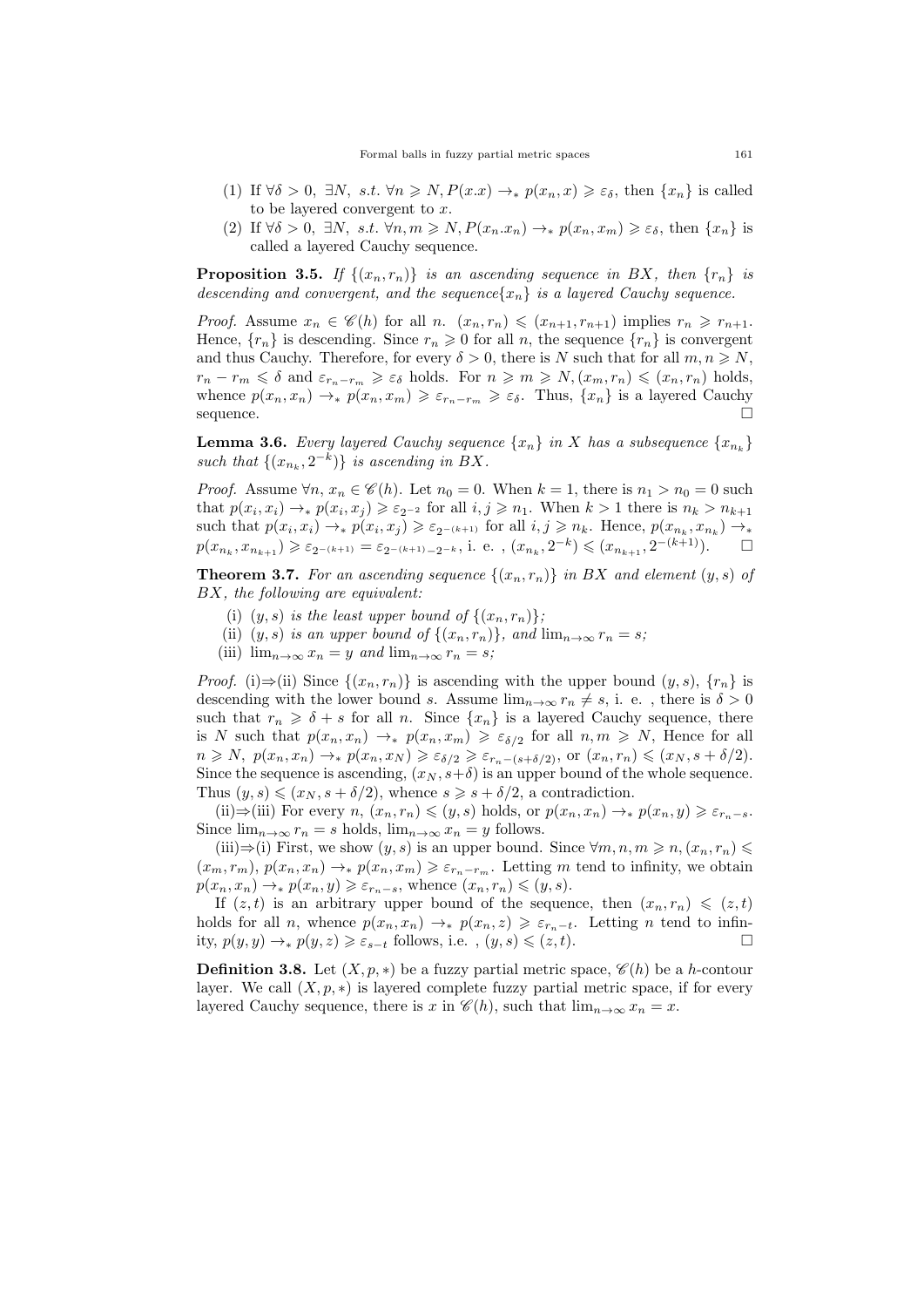(1) If $\forall \delta > 0$, $\exists N$, *s.t.* $\forall n \geqslant N, P(x.x) \to_* p(x_n, x) \geqslant \varepsilon_\delta$, then $\{x_n\}$ is called to be layered convergent to $x$.

(2) If $\forall \delta > 0$, $\exists N$, *s.t.* $\forall n, m \geqslant N, P(x_n.x_n) \to_* p(x_n, x_m) \geqslant \varepsilon_\delta$, then $\{x_n\}$ is called a layered Cauchy sequence.

**Proposition 3.5.** *If $\{(x_n, r_n)\}$ is an ascending sequence in $BX$, then $\{r_n\}$ is descending and convergent, and the sequence$\{x_n\}$ is a layered Cauchy sequence.*

*Proof.* Assume $x_n \in \mathscr{C}(h)$ for all $n$. $(x_n, r_n) \leqslant (x_{n+1}, r_{n+1})$ implies $r_n \geqslant r_{n+1}$. Hence, $\{r_n\}$ is descending. Since $r_n \geqslant 0$ for all $n$, the sequence $\{r_n\}$ is convergent and thus Cauchy. Therefore, for every $\delta > 0$, there is $N$ such that for all $m, n \geqslant N$, $r_n - r_m \leqslant \delta$ and $\varepsilon_{r_n - r_m} \geqslant \varepsilon_\delta$ holds. For $n \geqslant m \geqslant N, (x_m, r_n) \leqslant (x_n, r_n)$ holds, whence $p(x_n, x_n) \to_* p(x_n, x_m) \geqslant \varepsilon_{r_n - r_m} \geqslant \varepsilon_\delta$. Thus, $\{x_n\}$ is a layered Cauchy sequence. $\square$

**Lemma 3.6.** *Every layered Cauchy sequence $\{x_n\}$ in $X$ has a subsequence $\{x_{n_k}\}$ such that $\{(x_{n_k}, 2^{-k})\}$ is ascending in $BX$.*

*Proof.* Assume $\forall n$, $x_n \in \mathscr{C}(h)$. Let $n_0 = 0$. When $k = 1$, there is $n_1 > n_0 = 0$ such that $p(x_i, x_i) \to_* p(x_i, x_j) \geqslant \varepsilon_{2^{-2}}$ for all $i, j \geqslant n_1$. When $k > 1$ there is $n_k > n_{k+1}$ such that $p(x_i, x_i) \to_* p(x_i, x_j) \geqslant \varepsilon_{2^{-(k+1)}}$ for all $i, j \geqslant n_k$. Hence, $p(x_{n_k}, x_{n_k}) \to_* p(x_{n_k}, x_{n_{k+1}}) \geqslant \varepsilon_{2^{-(k+1)}} = \varepsilon_{2^{-(k+1)} - 2^{-k}}$, i. e. , $(x_{n_k}, 2^{-k}) \leqslant (x_{n_{k+1}}, 2^{-(k+1)})$. $\square$

**Theorem 3.7.** *For an ascending sequence $\{(x_n, r_n)\}$ in $BX$ and element $(y, s)$ of $BX$, the following are equivalent:*

(i) *$(y, s)$ is the least upper bound of $\{(x_n, r_n)\}$;*

(ii) *$(y, s)$ is an upper bound of $\{(x_n, r_n)\}$, and $\lim_{n\to\infty} r_n = s$;*

(iii) *$\lim_{n\to\infty} x_n = y$ and $\lim_{n\to\infty} r_n = s$;*

*Proof.* (i)$\Rightarrow$(ii) Since $\{(x_n, r_n)\}$ is ascending with the upper bound $(y, s)$, $\{r_n\}$ is descending with the lower bound $s$. Assume $\lim_{n\to\infty} r_n \neq s$, i. e. , there is $\delta > 0$ such that $r_n \geqslant \delta + s$ for all $n$. Since $\{x_n\}$ is a layered Cauchy sequence, there is $N$ such that $p(x_n, x_n) \to_* p(x_n, x_m) \geqslant \varepsilon_{\delta/2}$ for all $n, m \geqslant N$, Hence for all $n \geqslant N$, $p(x_n, x_n) \to_* p(x_n, x_N) \geqslant \varepsilon_{\delta/2} \geqslant \varepsilon_{r_n - (s + \delta/2)}$, or $(x_n, r_n) \leqslant (x_N, s + \delta/2)$. Since the sequence is ascending, $(x_N, s+\delta)$ is an upper bound of the whole sequence. Thus $(y, s) \leqslant (x_N, s + \delta/2)$, whence $s \geqslant s + \delta/2$, a contradiction.

(ii)$\Rightarrow$(iii) For every $n$, $(x_n, r_n) \leqslant (y, s)$ holds, or $p(x_n, x_n) \to_* p(x_n, y) \geqslant \varepsilon_{r_n - s}$. Since $\lim_{n\to\infty} r_n = s$ holds, $\lim_{n\to\infty} x_n = y$ follows.

(iii)$\Rightarrow$(i) First, we show $(y, s)$ is an upper bound. Since $\forall m, n, m \geqslant n, (x_n, r_n) \leqslant (x_m, r_m)$, $p(x_n, x_n) \to_* p(x_n, x_m) \geqslant \varepsilon_{r_n - r_m}$. Letting $m$ tend to infinity, we obtain $p(x_n, x_n) \to_* p(x_n, y) \geqslant \varepsilon_{r_n - s}$, whence $(x_n, r_n) \leqslant (y, s)$.

If $(z, t)$ is an arbitrary upper bound of the sequence, then $(x_n, r_n) \leqslant (z, t)$ holds for all $n$, whence $p(x_n, x_n) \to_* p(x_n, z) \geqslant \varepsilon_{r_n - t}$. Letting $n$ tend to infinity, $p(y, y) \to_* p(y, z) \geqslant \varepsilon_{s-t}$ follows, i.e. , $(y, s) \leqslant (z, t)$. $\square$

**Definition 3.8.** Let $(X, p, *)$ be a fuzzy partial metric space, $\mathscr{C}(h)$ be a $h$-contour layer. We call $(X, p, *)$ is layered complete fuzzy partial metric space, if for every layered Cauchy sequence, there is $x$ in $\mathscr{C}(h)$, such that $\lim_{n\to\infty} x_n = x$.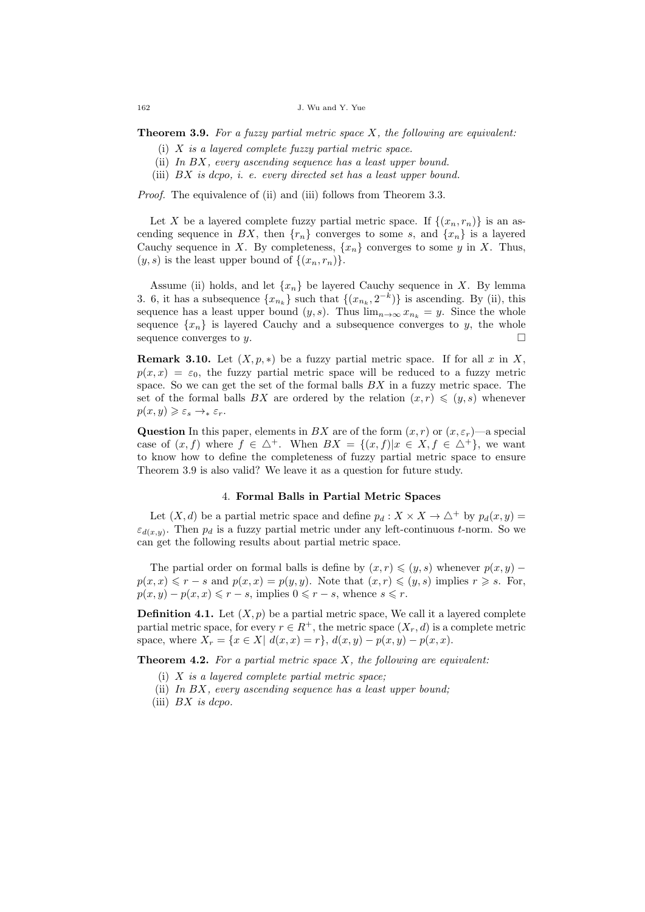**Theorem 3.9.** *For a fuzzy partial metric space $X$, the following are equivalent:*

(i) *$X$ is a layered complete fuzzy partial metric space.*
(ii) *In $BX$, every ascending sequence has a least upper bound.*
(iii) *$BX$ is dcpo, i. e. every directed set has a least upper bound.*

*Proof.* The equivalence of (ii) and (iii) follows from Theorem 3.3.

Let $X$ be a layered complete fuzzy partial metric space. If $\{(x_n, r_n)\}$ is an ascending sequence in $BX$, then $\{r_n\}$ converges to some $s$, and $\{x_n\}$ is a layered Cauchy sequence in $X$. By completeness, $\{x_n\}$ converges to some $y$ in $X$. Thus, $(y, s)$ is the least upper bound of $\{(x_n, r_n)\}$.

Assume (ii) holds, and let $\{x_n\}$ be layered Cauchy sequence in $X$. By lemma 3. 6, it has a subsequence $\{x_{n_k}\}$ such that $\{(x_{n_k}, 2^{-k})\}$ is ascending. By (ii), this sequence has a least upper bound $(y, s)$. Thus $\lim_{n\to\infty} x_{n_k} = y$. Since the whole sequence $\{x_n\}$ is layered Cauchy and a subsequence converges to $y$, the whole sequence converges to $y$. □

**Remark 3.10.** Let $(X, p, *)$ be a fuzzy partial metric space. If for all $x$ in $X$, $p(x, x) = \varepsilon_0$, the fuzzy partial metric space will be reduced to a fuzzy metric space. So we can get the set of the formal balls $BX$ in a fuzzy metric space. The set of the formal balls $BX$ are ordered by the relation $(x, r) \leqslant (y, s)$ whenever $p(x, y) \geqslant \varepsilon_s \to_* \varepsilon_r$.

**Question** In this paper, elements in $BX$ are of the form $(x, r)$ or $(x, \varepsilon_r)$—a special case of $(x, f)$ where $f \in \triangle^+$. When $BX = \{(x, f) | x \in X, f \in \triangle^+\}$, we want to know how to define the completeness of fuzzy partial metric space to ensure Theorem 3.9 is also valid? We leave it as a question for future study.

## 4. Formal Balls in Partial Metric Spaces

Let $(X, d)$ be a partial metric space and define $p_d : X \times X \to \triangle^+$ by $p_d(x, y) = \varepsilon_{d(x,y)}$. Then $p_d$ is a fuzzy partial metric under any left-continuous $t$-norm. So we can get the following results about partial metric space.

The partial order on formal balls is define by $(x, r) \leqslant (y, s)$ whenever $p(x, y) - p(x, x) \leqslant r - s$ and $p(x, x) = p(y, y)$. Note that $(x, r) \leqslant (y, s)$ implies $r \geqslant s$. For, $p(x, y) - p(x, x) \leqslant r - s$, implies $0 \leqslant r - s$, whence $s \leqslant r$.

**Definition 4.1.** Let $(X, p)$ be a partial metric space, We call it a layered complete partial metric space, for every $r \in R^+$, the metric space $(X_r, d)$ is a complete metric space, where $X_r = \{x \in X |\ d(x, x) = r\}$, $d(x, y) - p(x, y) - p(x, x)$.

**Theorem 4.2.** *For a partial metric space $X$, the following are equivalent:*

(i) *$X$ is a layered complete partial metric space;*
(ii) *In $BX$, every ascending sequence has a least upper bound;*
(iii) *$BX$ is dcpo.*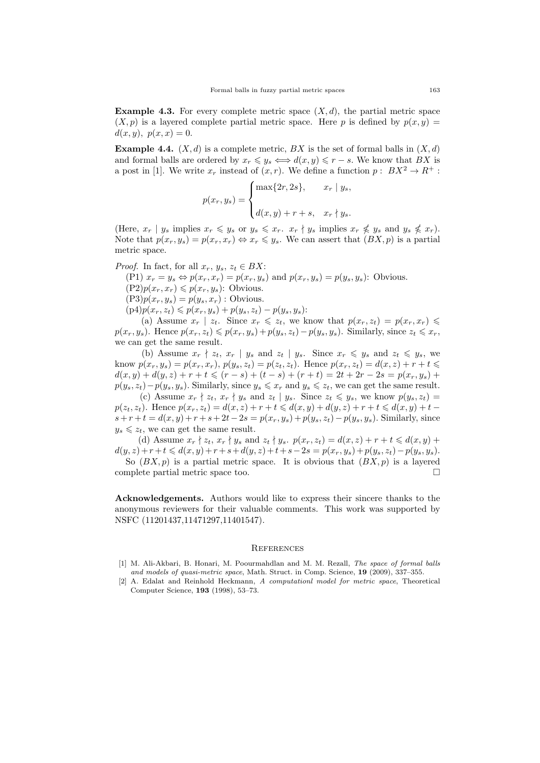**Example 4.3.** For every complete metric space $(X, d)$, the partial metric space $(X, p)$ is a layered complete partial metric space. Here $p$ is defined by $p(x, y) = d(x, y),\ p(x, x) = 0$.

**Example 4.4.** $(X, d)$ is a complete metric, $BX$ is the set of formal balls in $(X, d)$ and formal balls are ordered by $x_r \leqslant y_s \Longleftrightarrow d(x, y) \leqslant r - s$. We know that $BX$ is a post in [1]. We write $x_r$ instead of $(x, r)$. We define a function $p:\ BX^2 \to R^+$ :

$$p(x_r, y_s) = \begin{cases} \max\{2r, 2s\}, & x_r \mid y_s, \\ \\ d(x, y) + r + s, & x_r \nmid y_s. \end{cases}$$

(Here, $x_r \mid y_s$ implies $x_r \leqslant y_s$ or $y_s \leqslant x_r$. $x_r \nmid y_s$ implies $x_r \nleqslant y_s$ and $y_s \nleqslant x_r$). Note that $p(x_r, y_s) = p(x_r, x_r) \Leftrightarrow x_r \leqslant y_s$. We can assert that $(BX, p)$ is a partial metric space.

*Proof.* In fact, for all $x_r,\ y_s,\ z_t \in BX$:

(P1) $x_r = y_s \Leftrightarrow p(x_r, x_r) = p(x_r, y_s)$ and $p(x_r, y_s) = p(y_s, y_s)$: Obvious.

(P2)$p(x_r, x_r) \leqslant p(x_r, y_s)$: Obvious.

(P3)$p(x_r, y_s) = p(y_s, x_r)$ : Obvious.

(p4)$p(x_r, z_t) \leqslant p(x_r, y_s) + p(y_s, z_t) - p(y_s, y_s)$:

(a) Assume $x_r \mid z_t$. Since $x_r \leqslant z_t$, we know that $p(x_r, z_t) = p(x_r, x_r) \leqslant p(x_r, y_s)$. Hence $p(x_r, z_t) \leqslant p(x_r, y_s) + p(y_s, z_t) - p(y_s, y_s)$. Similarly, since $z_t \leqslant x_r$, we can get the same result.

(b) Assume $x_r \nmid z_t$, $x_r \mid y_s$ and $z_t \mid y_s$. Since $x_r \leqslant y_s$ and $z_t \leqslant y_s$, we know $p(x_r, y_s) = p(x_r, x_r)$, $p(y_s, z_t) = p(z_t, z_t)$. Hence $p(x_r, z_t) = d(x, z) + r + t \leqslant d(x, y) + d(y, z) + r + t \leqslant (r - s) + (t - s) + (r + t) = 2t + 2r - 2s = p(x_r, y_s) + p(y_s, z_t) - p(y_s, y_s)$. Similarly, since $y_s \leqslant x_r$ and $y_s \leqslant z_t$, we can get the same result.

(c) Assume $x_r \nmid z_t$, $x_r \nmid y_s$ and $z_t \mid y_s$. Since $z_t \leqslant y_s$, we know $p(y_s, z_t) = p(z_t, z_t)$. Hence $p(x_r, z_t) = d(x, z) + r + t \leqslant d(x, y) + d(y, z) + r + t \leqslant d(x, y) + t - s + r + t = d(x, y) + r + s + 2t - 2s = p(x_r, y_s) + p(y_s, z_t) - p(y_s, y_s)$. Similarly, since $y_s \leqslant z_t$, we can get the same result.

(d) Assume $x_r \nmid z_t$, $x_r \nmid y_s$ and $z_t \nmid y_s$. $p(x_r, z_t) = d(x, z) + r + t \leqslant d(x, y) + d(y, z) + r + t \leqslant d(x, y) + r + s + d(y, z) + t + s - 2s = p(x_r, y_s) + p(y_s, z_t) - p(y_s, y_s)$.

So $(BX, p)$ is a partial metric space. It is obvious that $(BX, p)$ is a layered complete partial metric space too. $\square$

**Acknowledgements.** Authors would like to express their sincere thanks to the anonymous reviewers for their valuable comments. This work was supported by NSFC (11201437,11471297,11401547).

## References

[1] M. Ali-Akbari, B. Honari, M. Poourmahdlan and M. M. Rezall, *The space of formal balls and models of quasi-metric space*, Math. Struct. in Comp. Science, **19** (2009), 337–355.

[2] A. Edalat and Reinhold Heckmann, *A computationl model for metric space*, Theoretical Computer Science, **193** (1998), 53–73.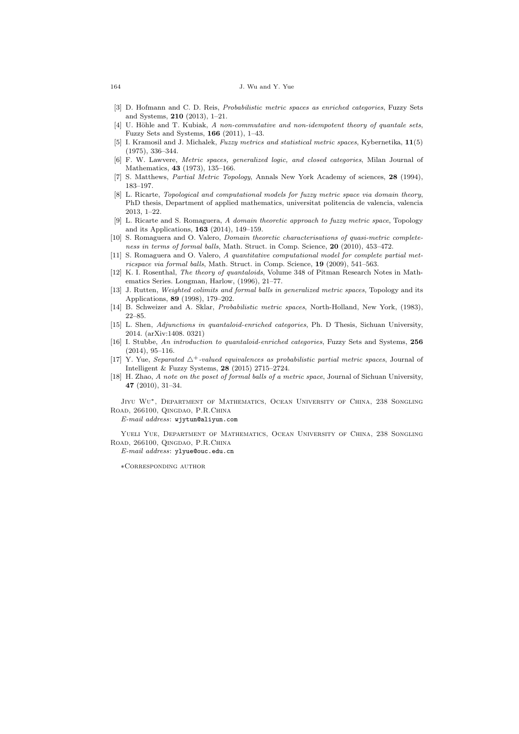[3] D. Hofmann and C. D. Reis, *Probabilistic metric spaces as enriched categories*, Fuzzy Sets and Systems, **210** (2013), 1–21.

[4] U. Höhle and T. Kubiak, *A non-commutative and non-idempotent theory of quantale sets*, Fuzzy Sets and Systems, **166** (2011), 1–43.

[5] I. Kramosil and J. Michalek, *Fuzzy metrics and statistical metric spaces*, Kybernetika, **11**(5) (1975), 336–344.

[6] F. W. Lawvere, *Metric spaces, generalized logic, and closed categories*, Milan Journal of Mathematics, **43** (1973), 135–166.

[7] S. Matthews, *Partial Metric Topology*, Annals New York Academy of sciences, **28** (1994), 183–197.

[8] L. Ricarte, *Topological and computational models for fuzzy metric space via domain theory*, PhD thesis, Department of applied mathematics, universitat politencia de valencia, valencia 2013, 1–22.

[9] L. Ricarte and S. Romaguera, *A domain theoretic approach to fuzzy metric space*, Topology and its Applications, **163** (2014), 149–159.

[10] S. Romaguera and O. Valero, *Domain theoretic characterisations of quasi-metric completeness in terms of formal balls*, Math. Struct. in Comp. Science, **20** (2010), 453–472.

[11] S. Romaguera and O. Valero, *A quantitative computational model for complete partial metricspace via formal balls*, Math. Struct. in Comp. Science, **19** (2009), 541–563.

[12] K. I. Rosenthal, *The theory of quantaloids*, Volume 348 of Pitman Research Notes in Mathematics Series. Longman, Harlow, (1996), 21–77.

[13] J. Rutten, *Weighted colimits and formal balls in generalized metric spaces*, Topology and its Applications, **89** (1998), 179–202.

[14] B. Schweizer and A. Sklar, *Probabilistic metric spaces*, North-Holland, New York, (1983), 22–85.

[15] L. Shen, *Adjunctions in quantaloid-enriched categories*, Ph. D Thesis, Sichuan University, 2014. (arXiv:1408. 0321)

[16] I. Stubbe, *An introduction to quantaloid-enriched categories*, Fuzzy Sets and Systems, **256** (2014), 95–116.

[17] Y. Yue, *Separated $\triangle^+$-valued equivalences as probabilistic partial metric spaces*, Journal of Intelligent & Fuzzy Systems, **28** (2015) 2715–2724.

[18] H. Zhao, *A note on the poset of formal balls of a metric space*, Journal of Sichuan University, **47** (2010), 31–34.

Jiyu Wu*, Department of Mathematics, Ocean University of China, 238 Songling Road, 266100, Qingdao, P.R.China

*E-mail address*: wjytun@aliyun.com

Yueli Yue, Department of Mathematics, Ocean University of China, 238 Songling Road, 266100, Qingdao, P.R.China

*E-mail address*: ylyue@ouc.edu.cn

*Corresponding author